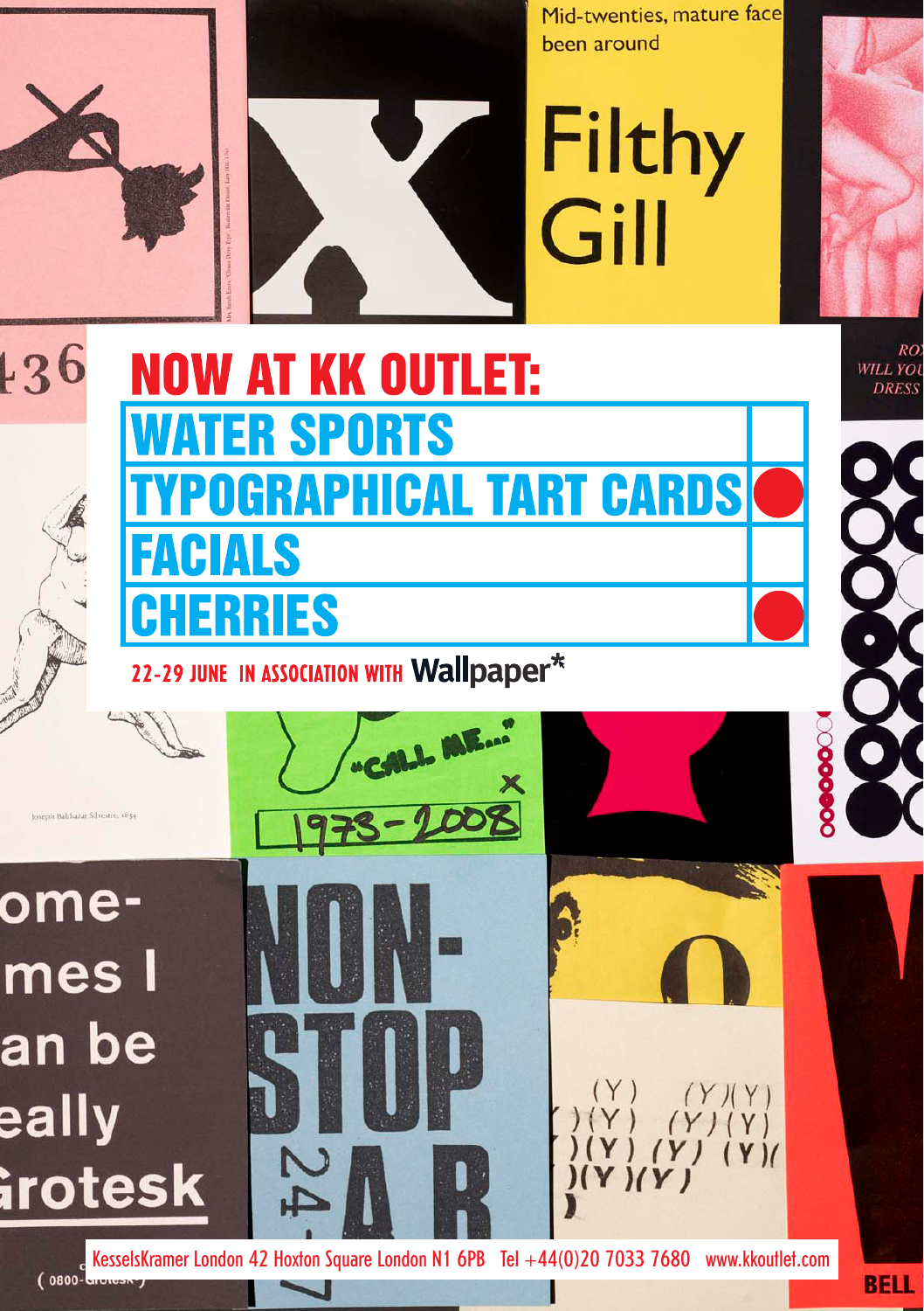# NOW AT KK OUTLET:

| | |
|---|---|
| WATER SPORTS | |
| TYPOGRAPHICAL TART CARDS | ● |
| FACIALS | |
| CHERRIES | ● |

22-29 JUNE IN ASSOCIATION WITH Wallpaper*

KesselsKramer London 42 Hoxton Square London N1 6PB Tel +44(0)20 7033 7680 www.kkoutlet.com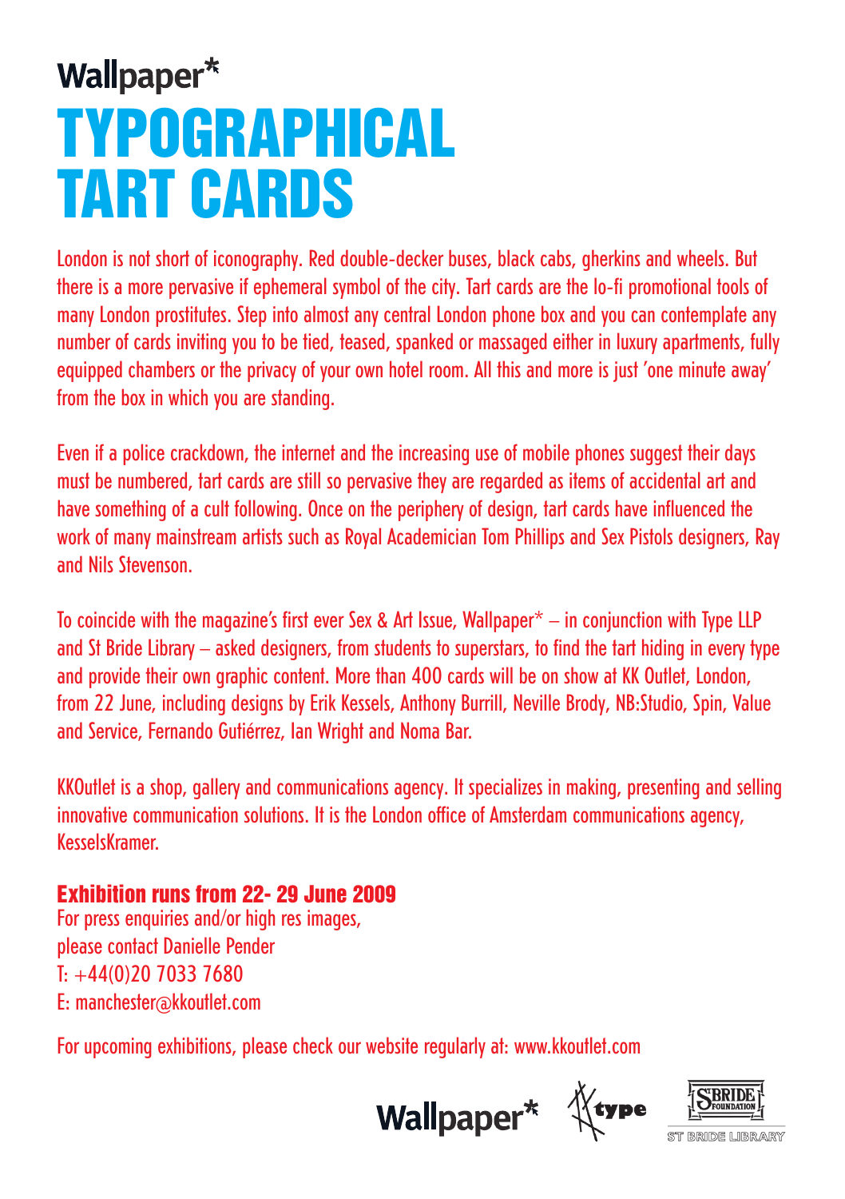Wallpaper*

# TYPOGRAPHICAL TART CARDS

London is not short of iconography. Red double-decker buses, black cabs, gherkins and wheels. But there is a more pervasive if ephemeral symbol of the city. Tart cards are the lo-fi promotional tools of many London prostitutes. Step into almost any central London phone box and you can contemplate any number of cards inviting you to be tied, teased, spanked or massaged either in luxury apartments, fully equipped chambers or the privacy of your own hotel room. All this and more is just 'one minute away' from the box in which you are standing.

Even if a police crackdown, the internet and the increasing use of mobile phones suggest their days must be numbered, tart cards are still so pervasive they are regarded as items of accidental art and have something of a cult following. Once on the periphery of design, tart cards have influenced the work of many mainstream artists such as Royal Academician Tom Phillips and Sex Pistols designers, Ray and Nils Stevenson.

To coincide with the magazine's first ever Sex & Art Issue, Wallpaper* – in conjunction with Type LLP and St Bride Library – asked designers, from students to superstars, to find the tart hiding in every type and provide their own graphic content. More than 400 cards will be on show at KK Outlet, London, from 22 June, including designs by Erik Kessels, Anthony Burrill, Neville Brody, NB:Studio, Spin, Value and Service, Fernando Gutiérrez, Ian Wright and Noma Bar.

KKOutlet is a shop, gallery and communications agency. It specializes in making, presenting and selling innovative communication solutions. It is the London office of Amsterdam communications agency, KesselsKramer.

**Exhibition runs from 22- 29 June 2009**

For press enquiries and/or high res images,
please contact Danielle Pender
T: +44(0)20 7033 7680
E: manchester@kkoutlet.com

For upcoming exhibitions, please check our website regularly at: www.kkoutlet.com

Wallpaper* type St BRIDE FOUNDATION ST BRIDE LIBRARY